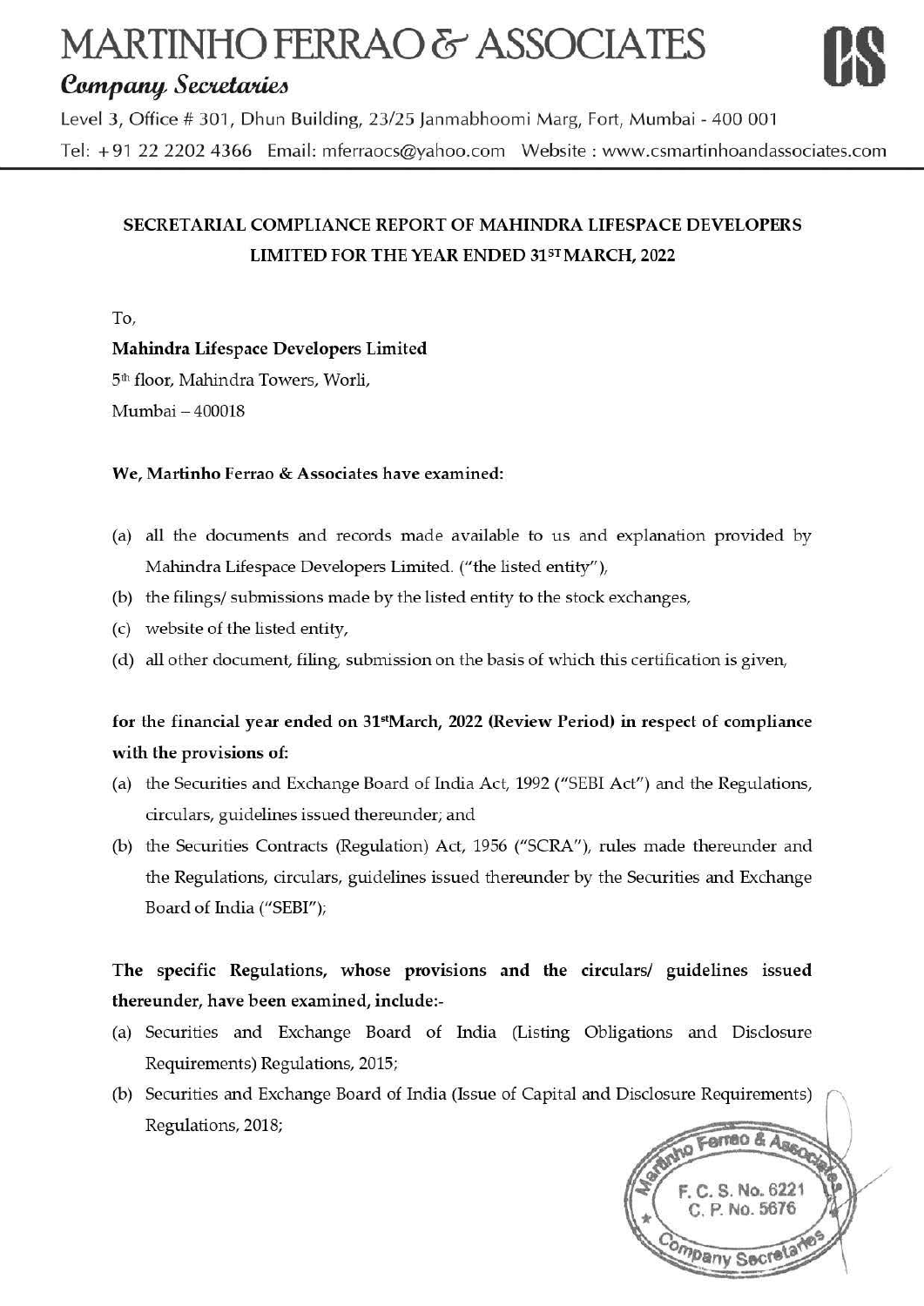# MARTINHO FERRAO & ASSOCIATES

*Company Secretaries*

Level 3, Office # 301, Dhun Building, 23/25 Janmabhoomi Marg, Fort, Mumbai - 400 001

Tel: +91 22 2202 4366 Email: mferraocs@yahoo.com Website : www.csmartinhoandassociates.com

## SECRETARIAL COMPLIANCE REPORT OF MAHINDRA LIFESPACE DEVELOPERS LIMITED FOR THE YEAR ENDED 31ST MARCH, 2022

To,

**Mahindra Lifespace Developers Limited**

5th floor, Mahindra Towers, Worli,

Mumbai – 400018

**We, Martinho Ferrao & Associates have examined:**

(a) all the documents and records made available to us and explanation provided by Mahindra Lifespace Developers Limited. ("the listed entity"),

(b) the filings/ submissions made by the listed entity to the stock exchanges,

(c) website of the listed entity,

(d) all other document, filing, submission on the basis of which this certification is given,

**for the financial year ended on 31stMarch, 2022 (Review Period) in respect of compliance with the provisions of:**

(a) the Securities and Exchange Board of India Act, 1992 ("SEBI Act") and the Regulations, circulars, guidelines issued thereunder; and

(b) the Securities Contracts (Regulation) Act, 1956 ("SCRA"), rules made thereunder and the Regulations, circulars, guidelines issued thereunder by the Securities and Exchange Board of India ("SEBI");

**The specific Regulations, whose provisions and the circulars/ guidelines issued thereunder, have been examined, include:-**

(a) Securities and Exchange Board of India (Listing Obligations and Disclosure Requirements) Regulations, 2015;

(b) Securities and Exchange Board of India (Issue of Capital and Disclosure Requirements) Regulations, 2018;

Martinho Ferrao & Associates
F. C. S. No. 6221
C. P. No. 5676
Company Secretaries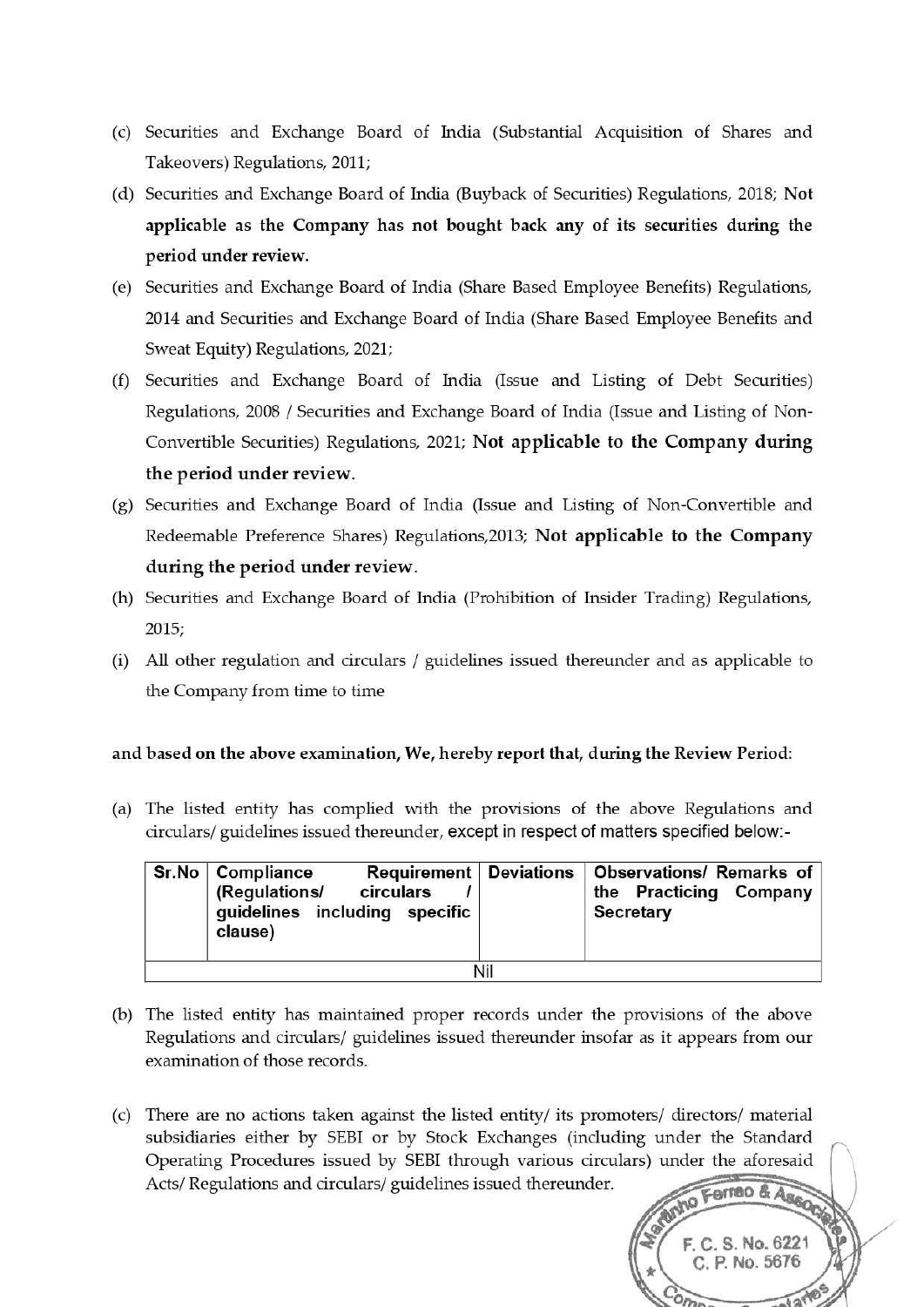(c) Securities and Exchange Board of India (Substantial Acquisition of Shares and Takeovers) Regulations, 2011;

(d) Securities and Exchange Board of India (Buyback of Securities) Regulations, 2018; **Not applicable as the Company has not bought back any of its securities during the period under review.**

(e) Securities and Exchange Board of India (Share Based Employee Benefits) Regulations, 2014 and Securities and Exchange Board of India (Share Based Employee Benefits and Sweat Equity) Regulations, 2021;

(f) Securities and Exchange Board of India (Issue and Listing of Debt Securities) Regulations, 2008 / Securities and Exchange Board of India (Issue and Listing of Non-Convertible Securities) Regulations, 2021; **Not applicable to the Company during the period under review.**

(g) Securities and Exchange Board of India (Issue and Listing of Non-Convertible and Redeemable Preference Shares) Regulations,2013; **Not applicable to the Company during the period under review.**

(h) Securities and Exchange Board of India (Prohibition of Insider Trading) Regulations, 2015;

(i) All other regulation and circulars / guidelines issued thereunder and as applicable to the Company from time to time

**and based on the above examination, We, hereby report that, during the Review Period:**

(a) The listed entity has complied with the provisions of the above Regulations and circulars/ guidelines issued thereunder, except in respect of matters specified below:-

| Sr.No | Compliance Requirement (Regulations/ circulars / guidelines including specific clause) | Deviations | Observations/ Remarks of the Practicing Company Secretary |
|---|---|---|---|
| | | Nil | |

(b) The listed entity has maintained proper records under the provisions of the above Regulations and circulars/ guidelines issued thereunder insofar as it appears from our examination of those records.

(c) There are no actions taken against the listed entity/ its promoters/ directors/ material subsidiaries either by SEBI or by Stock Exchanges (including under the Standard Operating Procedures issued by SEBI through various circulars) under the aforesaid Acts/ Regulations and circulars/ guidelines issued thereunder.

Martinho Ferrao & Associates
F. C. S. No. 6221
C. P. No. 5676
Company Secretaries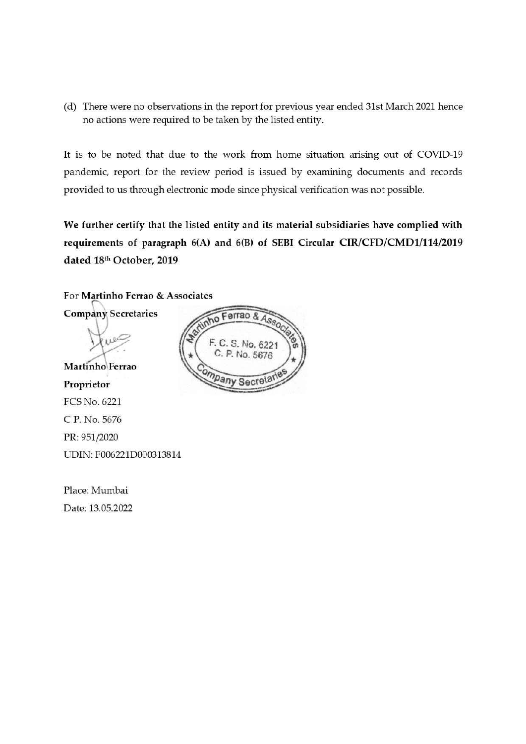(d) There were no observations in the report for previous year ended 31st March 2021 hence no actions were required to be taken by the listed entity.

It is to be noted that due to the work from home situation arising out of COVID-19 pandemic, report for the review period is issued by examining documents and records provided to us through electronic mode since physical verification was not possible.

**We further certify that the listed entity and its material subsidiaries have complied with requirements of paragraph 6(A) and 6(B) of SEBI Circular CIR/CFD/CMD1/114/2019 dated 18th October, 2019**

For **Martinho Ferrao & Associates**

**Company Secretaries**

**Martinho Ferrao**

**Proprietor**

FCS No. 6221

C P. No. 5676

PR: 951/2020

UDIN: F006221D000313814

Place: Mumbai

Date: 13.05.2022